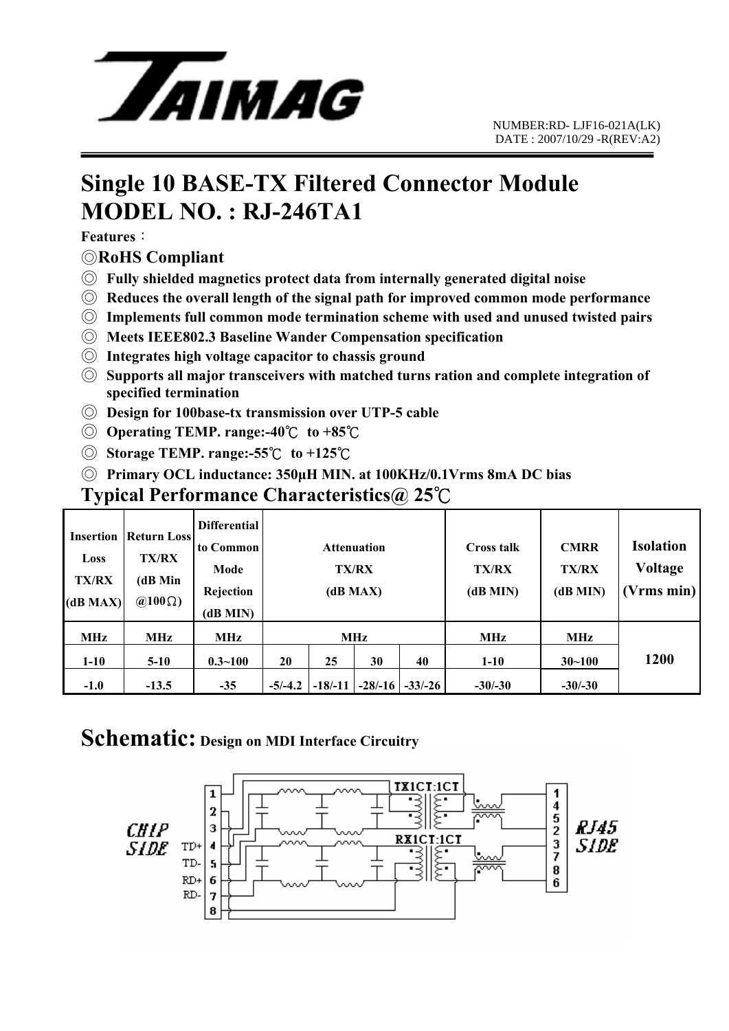NUMBER:RD- LJF16-021A(LK)
DATE : 2007/10/29 -R(REV:A2)

# Single 10 BASE-TX Filtered Connector Module
# MODEL NO. : RJ-246TA1

**Features**：

◎**RoHS Compliant**

◎ **Fully shielded magnetics protect data from internally generated digital noise**

◎ **Reduces the overall length of the signal path for improved common mode performance**

◎ **Implements full common mode termination scheme with used and unused twisted pairs**

◎ **Meets IEEE802.3 Baseline Wander Compensation specification**

◎ **Integrates high voltage capacitor to chassis ground**

◎ **Supports all major transceivers with matched turns ration and complete integration of specified termination**

◎ **Design for 100base-tx transmission over UTP-5 cable**

◎ **Operating TEMP. range:-40℃ to +85℃**

◎ **Storage TEMP. range:-55℃ to +125℃**

◎ **Primary OCL inductance: 350μH MIN. at 100KHz/0.1Vrms 8mA DC bias**

## Typical Performance Characteristics@ 25℃

| Insertion Loss TX/RX (dB MAX) | Return Loss TX/RX (dB Min @100Ω) | Differential to Common Mode Rejection (dB MIN) | Attenuation TX/RX (dB MAX) | | | | Cross talk TX/RX (dB MIN) | CMRR TX/RX (dB MIN) | Isolation Voltage (Vrms min) |
|---|---|---|---|---|---|---|---|---|---|
| MHz | MHz | MHz | MHz | | | | MHz | MHz | 1200 |
| 1-10 | 5-10 | 0.3~100 | 20 | 25 | 30 | 40 | 1-10 | 30~100 | |
| -1.0 | -13.5 | -35 | -5/-4.2 | -18/-11 | -28/-16 | -33/-26 | -30/-30 | -30/-30 | |

## Schematic: Design on MDI Interface Circuitry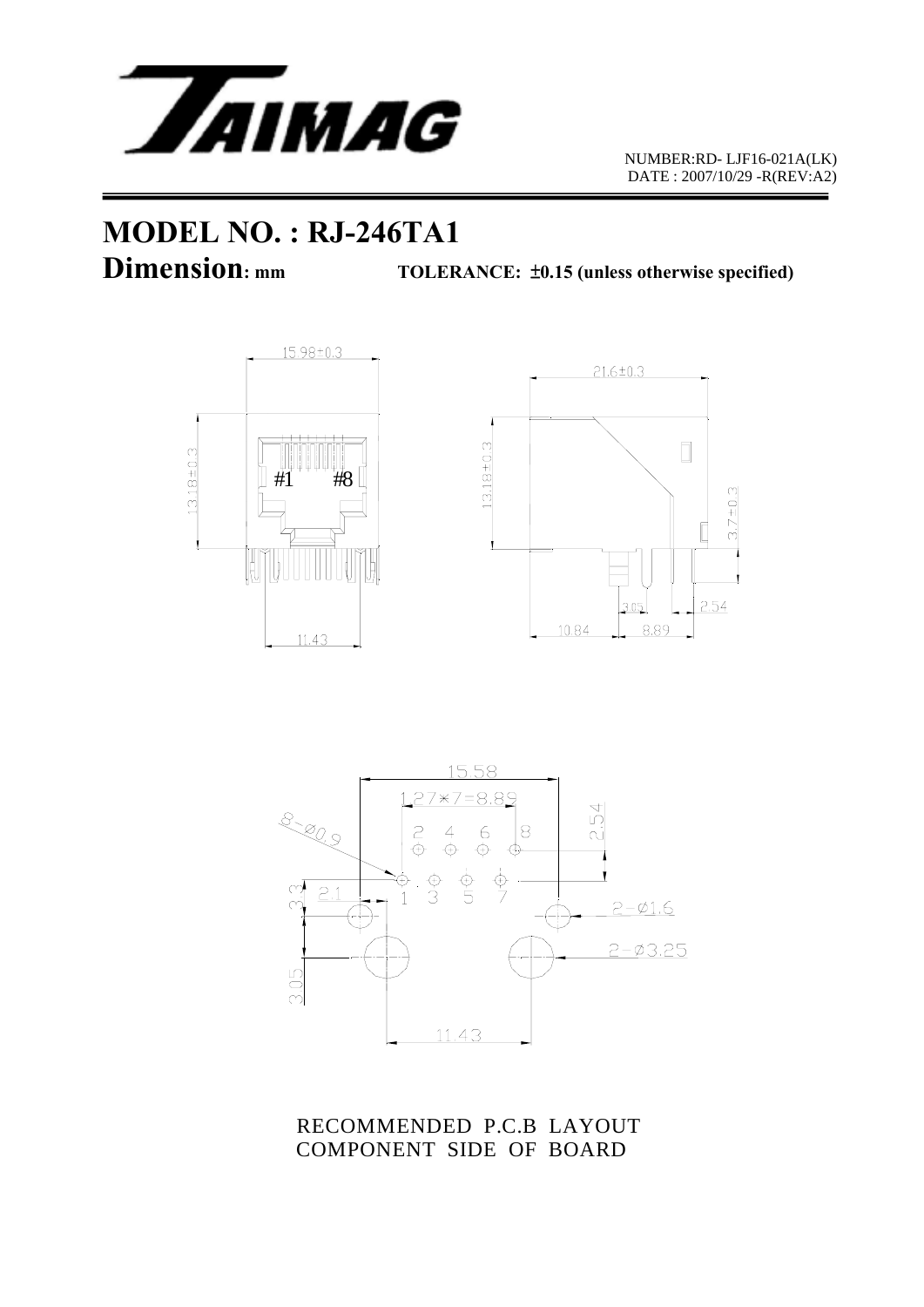NUMBER:RD- LJF16-021A(LK)
DATE : 2007/10/29 -R(REV:A2)

# MODEL NO. : RJ-246TA1

## Dimension: mm　　　　TOLERANCE: ±0.15 (unless otherwise specified)

15.98±0.3

13.18±0.3

#1　　#8

11.43

21.6±0.3

13.18±0.3

3.7±0.3

3.05

2.54

10.84

8.89

15.58

1.27*7=8.89

8-Ø0.9

2 4 6 8

2.54

1 3 5 7

3.3

2.1

2-Ø1.6

2-Ø3.25

3.05

11.43

RECOMMENDED P.C.B LAYOUT
COMPONENT SIDE OF BOARD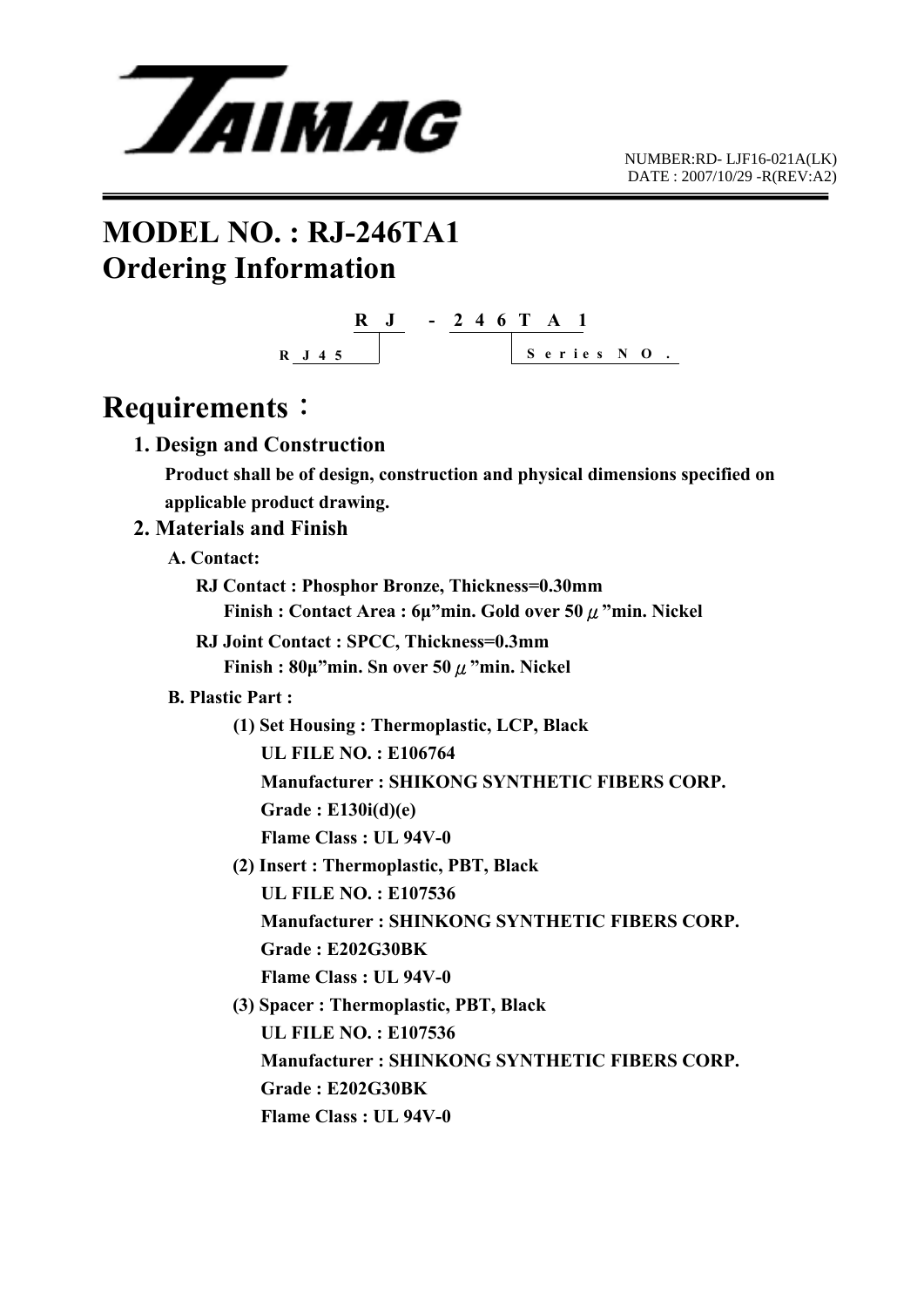TAIMAG

NUMBER:RD- LJF16-021A(LK)
DATE : 2007/10/29 -R(REV:A2)

# MODEL NO. : RJ-246TA1
# Ordering Information

```
R J   -  2 4 6 T A 1
R J 4 5        Series NO.
```

# Requirements：

## 1. Design and Construction

**Product shall be of design, construction and physical dimensions specified on applicable product drawing.**

## 2. Materials and Finish

**A. Contact:**

**RJ Contact : Phosphor Bronze, Thickness=0.30mm**
**Finish : Contact Area : 6μ"min. Gold over 50 μ"min. Nickel**

**RJ Joint Contact : SPCC, Thickness=0.3mm**
**Finish : 80μ"min. Sn over 50 μ"min. Nickel**

**B. Plastic Part :**

**(1) Set Housing : Thermoplastic, LCP, Black**
**UL FILE NO. : E106764**
**Manufacturer : SHIKONG SYNTHETIC FIBERS CORP.**
**Grade : E130i(d)(e)**
**Flame Class : UL 94V-0**

**(2) Insert : Thermoplastic, PBT, Black**
**UL FILE NO. : E107536**
**Manufacturer : SHINKONG SYNTHETIC FIBERS CORP.**
**Grade : E202G30BK**
**Flame Class : UL 94V-0**

**(3) Spacer : Thermoplastic, PBT, Black**
**UL FILE NO. : E107536**
**Manufacturer : SHINKONG SYNTHETIC FIBERS CORP.**
**Grade : E202G30BK**
**Flame Class : UL 94V-0**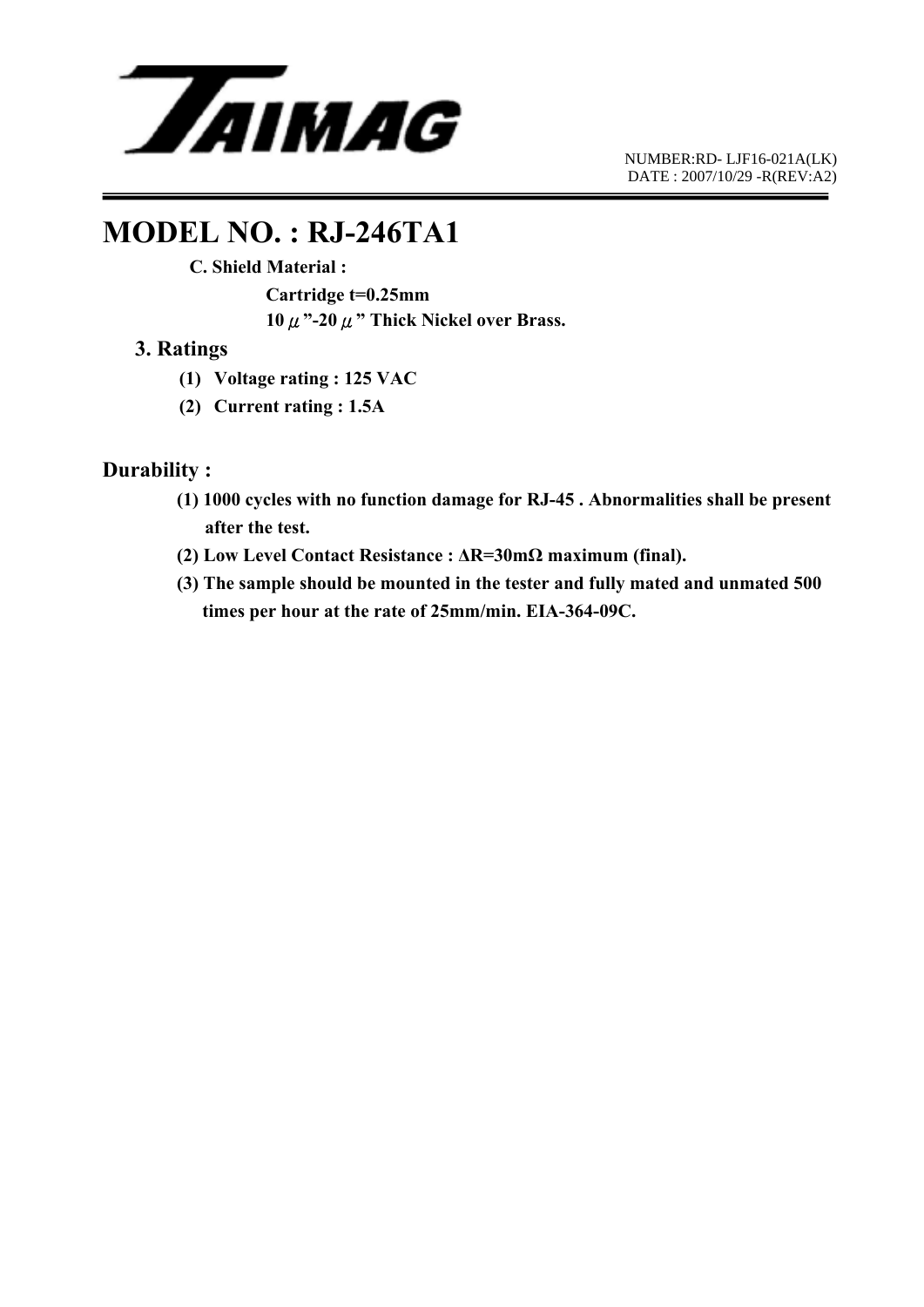# MODEL NO. : RJ-246TA1

**C. Shield Material :**

**Cartridge t=0.25mm**

**10 μ”-20 μ” Thick Nickel over Brass.**

## 3. Ratings

**(1) Voltage rating : 125 VAC**

**(2) Current rating : 1.5A**

## Durability :

**(1) 1000 cycles with no function damage for RJ-45 . Abnormalities shall be present after the test.**

**(2) Low Level Contact Resistance : ΔR=30mΩ maximum (final).**

**(3) The sample should be mounted in the tester and fully mated and unmated 500 times per hour at the rate of 25mm/min. EIA-364-09C.**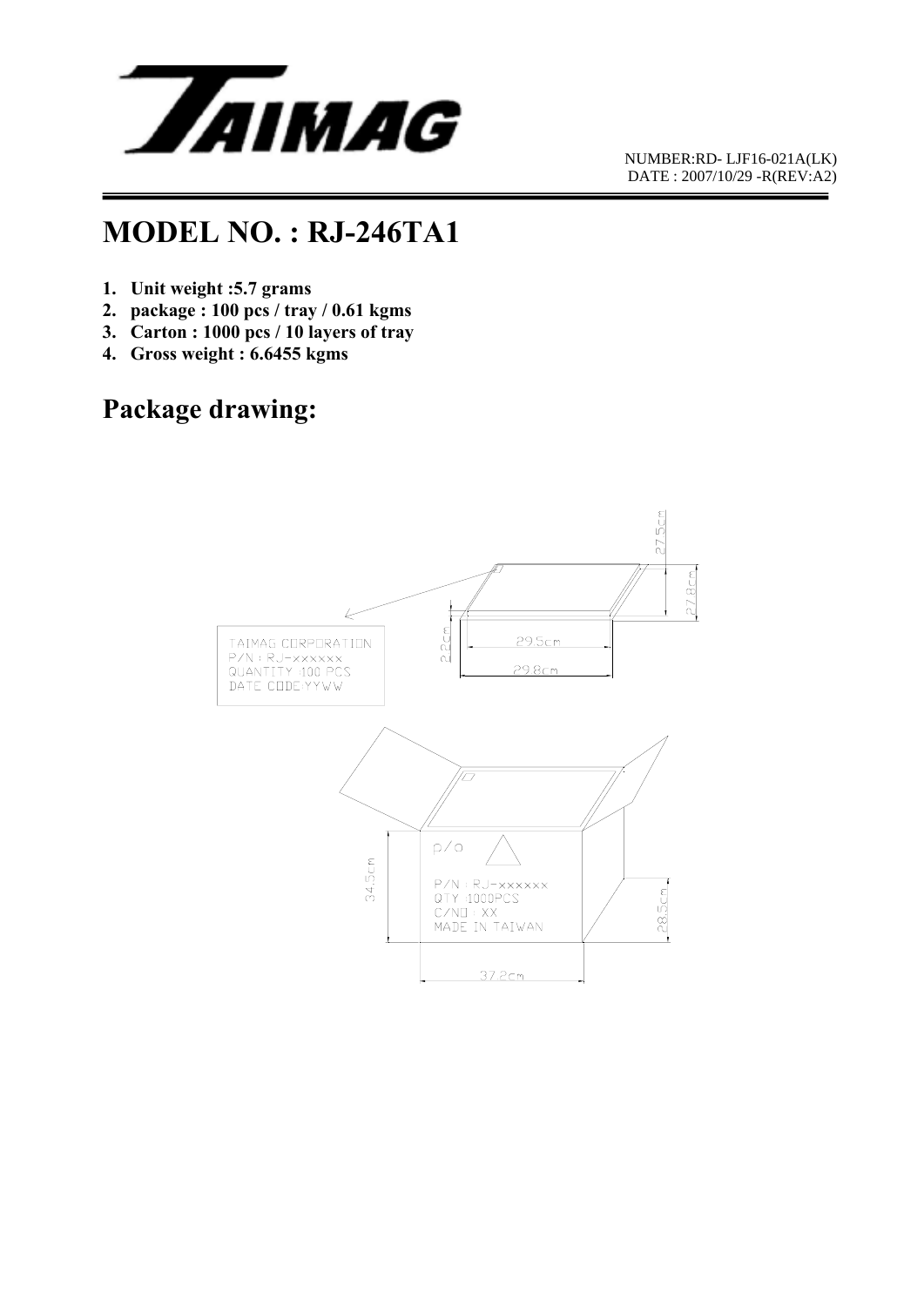NUMBER:RD- LJF16-021A(LK)
DATE : 2007/10/29 -R(REV:A2)

# MODEL NO. : RJ-246TA1

1. **Unit weight :5.7 grams**
2. **package : 100 pcs / tray / 0.61 kgms**
3. **Carton : 1000 pcs / 10 layers of tray**
4. **Gross weight : 6.6455 kgms**

## Package drawing:

27.5cm
27.8cm
2.2cm
29.5cm
29.8cm

TAIMAG CORPORATION
P/N : RJ-xxxxxx
QUANTITY :100 PCS
DATE CODE:YYWW

p/o
P/N : RJ-xxxxxx
QTY :1000PCS
C/NO : XX
MADE IN TAIWAN

34.5cm
28.5cm
37.2cm